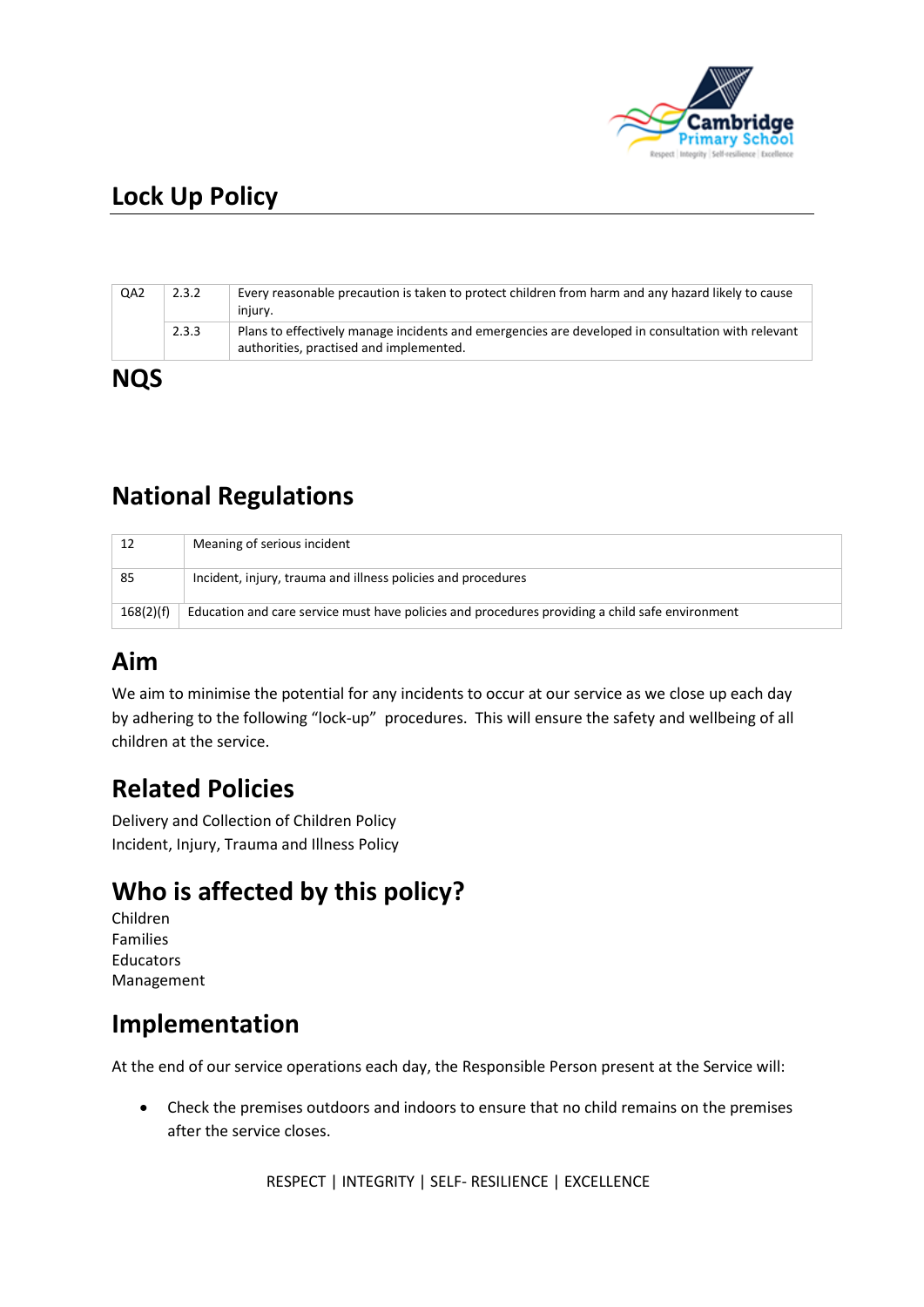# Lock Up Policy

| QA2 | 2.3.2 | Every reasonable precaution is taken to protect children from harm and any hazard likely to cause injury. |
|---|---|---|
| | 2.3.3 | Plans to effectively manage incidents and emergencies are developed in consultation with relevant authorities, practised and implemented. |

## NQS

## National Regulations

| 12 | Meaning of serious incident |
|---|---|
| 85 | Incident, injury, trauma and illness policies and procedures |
| 168(2)(f) | Education and care service must have policies and procedures providing a child safe environment |

## Aim

We aim to minimise the potential for any incidents to occur at our service as we close up each day by adhering to the following "lock-up" procedures. This will ensure the safety and wellbeing of all children at the service.

## Related Policies

Delivery and Collection of Children Policy
Incident, Injury, Trauma and Illness Policy

## Who is affected by this policy?

Children
Families
Educators
Management

## Implementation

At the end of our service operations each day, the Responsible Person present at the Service will:

- Check the premises outdoors and indoors to ensure that no child remains on the premises after the service closes.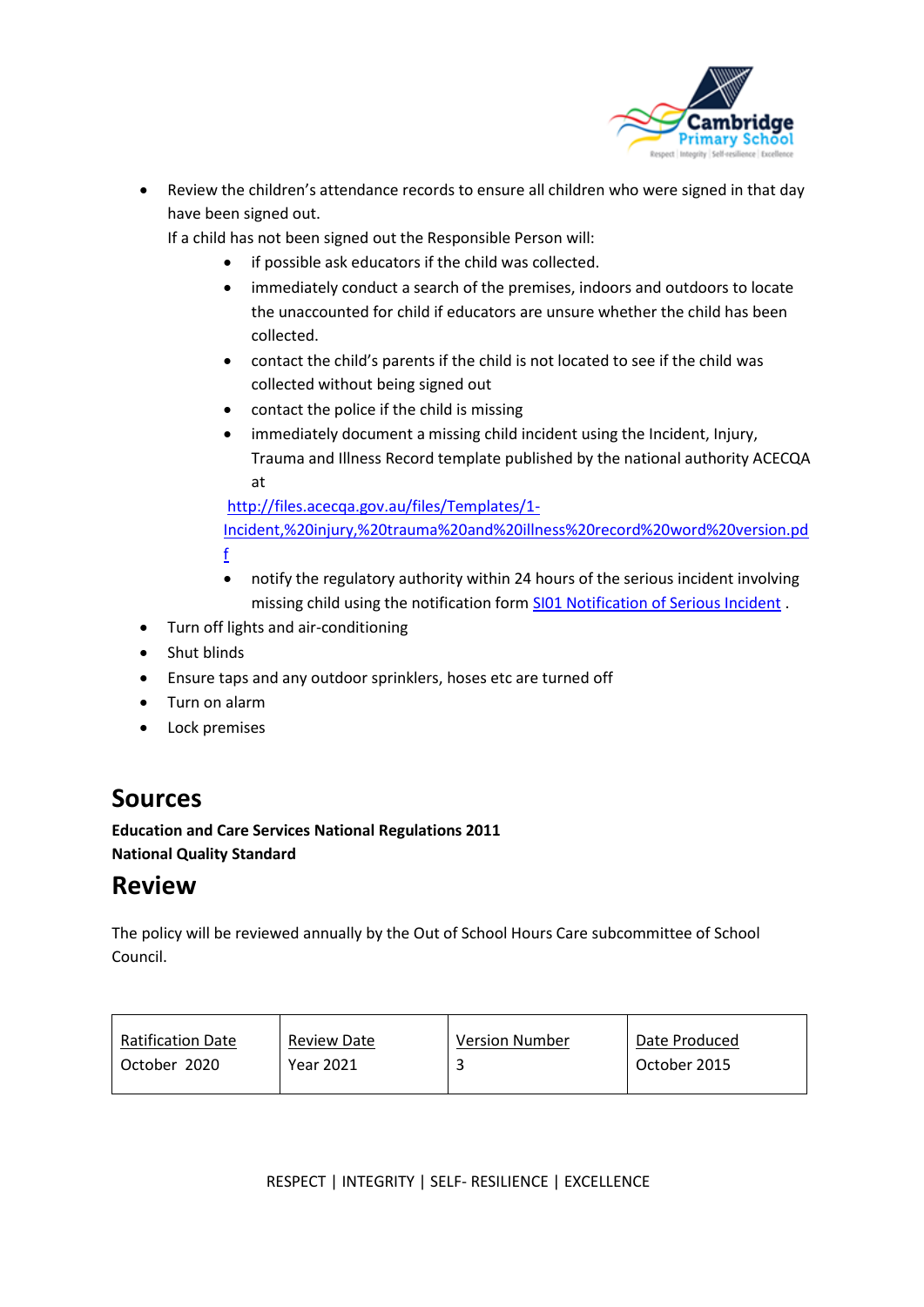- Review the children's attendance records to ensure all children who were signed in that day have been signed out.

  If a child has not been signed out the Responsible Person will:
    - if possible ask educators if the child was collected.
    - immediately conduct a search of the premises, indoors and outdoors to locate the unaccounted for child if educators are unsure whether the child has been collected.
    - contact the child's parents if the child is not located to see if the child was collected without being signed out
    - contact the police if the child is missing
    - immediately document a missing child incident using the Incident, Injury, Trauma and Illness Record template published by the national authority ACECQA at http://files.acecqa.gov.au/files/Templates/1-Incident,%20injury,%20trauma%20and%20illness%20record%20word%20version.pdf
    - notify the regulatory authority within 24 hours of the serious incident involving missing child using the notification form SI01 Notification of Serious Incident .
- Turn off lights and air-conditioning
- Shut blinds
- Ensure taps and any outdoor sprinklers, hoses etc are turned off
- Turn on alarm
- Lock premises

## Sources

**Education and Care Services National Regulations 2011**
**National Quality Standard**

## Review

The policy will be reviewed annually by the Out of School Hours Care subcommittee of School Council.

| | | | |
|---|---|---|---|
| Ratification Date<br>October 2020 | Review Date<br>Year 2021 | Version Number<br>3 | Date Produced<br>October 2015 |

RESPECT | INTEGRITY | SELF- RESILIENCE | EXCELLENCE